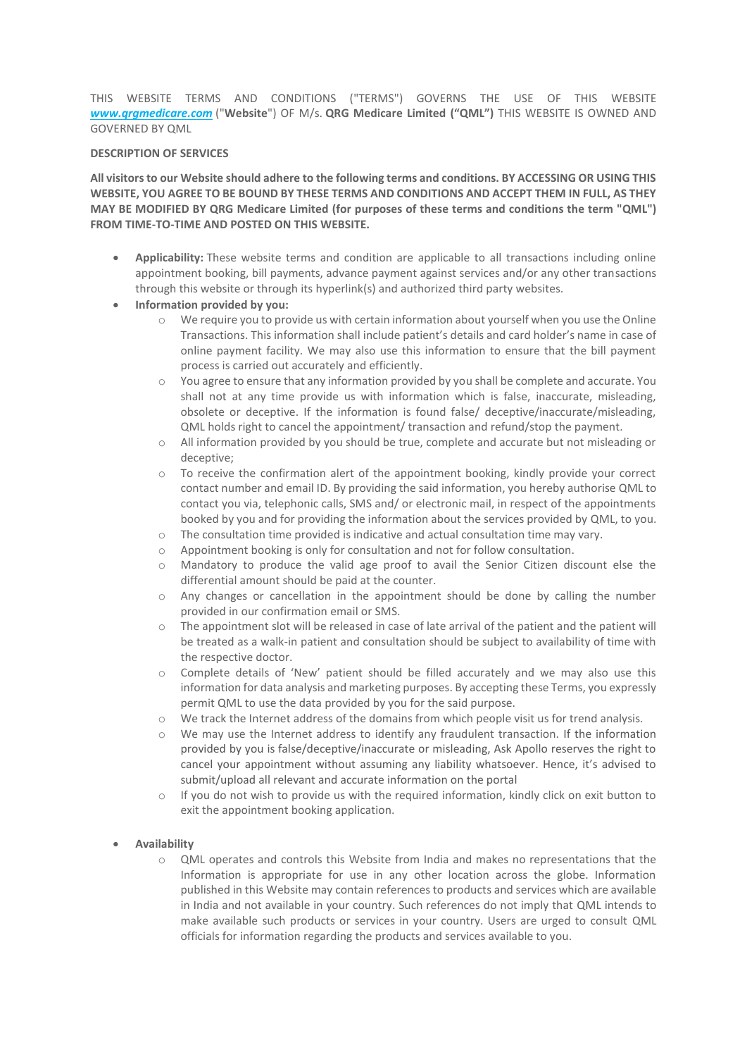THIS WEBSITE TERMS AND CONDITIONS ("TERMS") GOVERNS THE USE OF THIS WEBSITE ***www.qrgmedicare.com*** ("**Website**") OF M/s. **QRG Medicare Limited ("QML")** THIS WEBSITE IS OWNED AND GOVERNED BY QML

**DESCRIPTION OF SERVICES**

**All visitors to our Website should adhere to the following terms and conditions. BY ACCESSING OR USING THIS WEBSITE, YOU AGREE TO BE BOUND BY THESE TERMS AND CONDITIONS AND ACCEPT THEM IN FULL, AS THEY MAY BE MODIFIED BY QRG Medicare Limited (for purposes of these terms and conditions the term "QML") FROM TIME-TO-TIME AND POSTED ON THIS WEBSITE.**

- **Applicability:** These website terms and condition are applicable to all transactions including online appointment booking, bill payments, advance payment against services and/or any other transactions through this website or through its hyperlink(s) and authorized third party websites.
- **Information provided by you:**
  - We require you to provide us with certain information about yourself when you use the Online Transactions. This information shall include patient's details and card holder's name in case of online payment facility. We may also use this information to ensure that the bill payment process is carried out accurately and efficiently.
  - You agree to ensure that any information provided by you shall be complete and accurate. You shall not at any time provide us with information which is false, inaccurate, misleading, obsolete or deceptive. If the information is found false/ deceptive/inaccurate/misleading, QML holds right to cancel the appointment/ transaction and refund/stop the payment.
  - All information provided by you should be true, complete and accurate but not misleading or deceptive;
  - To receive the confirmation alert of the appointment booking, kindly provide your correct contact number and email ID. By providing the said information, you hereby authorise QML to contact you via, telephonic calls, SMS and/ or electronic mail, in respect of the appointments booked by you and for providing the information about the services provided by QML, to you.
  - The consultation time provided is indicative and actual consultation time may vary.
  - Appointment booking is only for consultation and not for follow consultation.
  - Mandatory to produce the valid age proof to avail the Senior Citizen discount else the differential amount should be paid at the counter.
  - Any changes or cancellation in the appointment should be done by calling the number provided in our confirmation email or SMS.
  - The appointment slot will be released in case of late arrival of the patient and the patient will be treated as a walk-in patient and consultation should be subject to availability of time with the respective doctor.
  - Complete details of 'New' patient should be filled accurately and we may also use this information for data analysis and marketing purposes. By accepting these Terms, you expressly permit QML to use the data provided by you for the said purpose.
  - We track the Internet address of the domains from which people visit us for trend analysis.
  - We may use the Internet address to identify any fraudulent transaction. If the information provided by you is false/deceptive/inaccurate or misleading, Ask Apollo reserves the right to cancel your appointment without assuming any liability whatsoever. Hence, it's advised to submit/upload all relevant and accurate information on the portal
  - If you do not wish to provide us with the required information, kindly click on exit button to exit the appointment booking application.
- **Availability**
  - QML operates and controls this Website from India and makes no representations that the Information is appropriate for use in any other location across the globe. Information published in this Website may contain references to products and services which are available in India and not available in your country. Such references do not imply that QML intends to make available such products or services in your country. Users are urged to consult QML officials for information regarding the products and services available to you.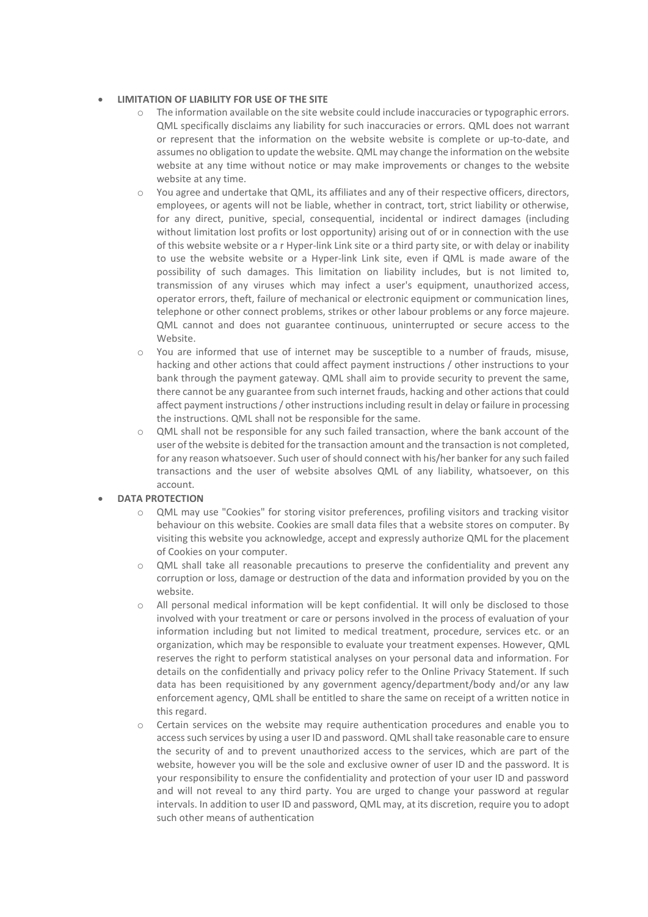- **LIMITATION OF LIABILITY FOR USE OF THE SITE**
    - The information available on the site website could include inaccuracies or typographic errors. QML specifically disclaims any liability for such inaccuracies or errors. QML does not warrant or represent that the information on the website website is complete or up-to-date, and assumes no obligation to update the website. QML may change the information on the website website at any time without notice or may make improvements or changes to the website website at any time.
    - You agree and undertake that QML, its affiliates and any of their respective officers, directors, employees, or agents will not be liable, whether in contract, tort, strict liability or otherwise, for any direct, punitive, special, consequential, incidental or indirect damages (including without limitation lost profits or lost opportunity) arising out of or in connection with the use of this website website or a r Hyper-link Link site or a third party site, or with delay or inability to use the website website or a Hyper-link Link site, even if QML is made aware of the possibility of such damages. This limitation on liability includes, but is not limited to, transmission of any viruses which may infect a user's equipment, unauthorized access, operator errors, theft, failure of mechanical or electronic equipment or communication lines, telephone or other connect problems, strikes or other labour problems or any force majeure. QML cannot and does not guarantee continuous, uninterrupted or secure access to the Website.
    - You are informed that use of internet may be susceptible to a number of frauds, misuse, hacking and other actions that could affect payment instructions / other instructions to your bank through the payment gateway. QML shall aim to provide security to prevent the same, there cannot be any guarantee from such internet frauds, hacking and other actions that could affect payment instructions / other instructions including result in delay or failure in processing the instructions. QML shall not be responsible for the same.
    - QML shall not be responsible for any such failed transaction, where the bank account of the user of the website is debited for the transaction amount and the transaction is not completed, for any reason whatsoever. Such user of should connect with his/her banker for any such failed transactions and the user of website absolves QML of any liability, whatsoever, on this account.
- **DATA PROTECTION**
    - QML may use "Cookies" for storing visitor preferences, profiling visitors and tracking visitor behaviour on this website. Cookies are small data files that a website stores on computer. By visiting this website you acknowledge, accept and expressly authorize QML for the placement of Cookies on your computer.
    - QML shall take all reasonable precautions to preserve the confidentiality and prevent any corruption or loss, damage or destruction of the data and information provided by you on the website.
    - All personal medical information will be kept confidential. It will only be disclosed to those involved with your treatment or care or persons involved in the process of evaluation of your information including but not limited to medical treatment, procedure, services etc. or an organization, which may be responsible to evaluate your treatment expenses. However, QML reserves the right to perform statistical analyses on your personal data and information. For details on the confidentially and privacy policy refer to the Online Privacy Statement. If such data has been requisitioned by any government agency/department/body and/or any law enforcement agency, QML shall be entitled to share the same on receipt of a written notice in this regard.
    - Certain services on the website may require authentication procedures and enable you to access such services by using a user ID and password. QML shall take reasonable care to ensure the security of and to prevent unauthorized access to the services, which are part of the website, however you will be the sole and exclusive owner of user ID and the password. It is your responsibility to ensure the confidentiality and protection of your user ID and password and will not reveal to any third party. You are urged to change your password at regular intervals. In addition to user ID and password, QML may, at its discretion, require you to adopt such other means of authentication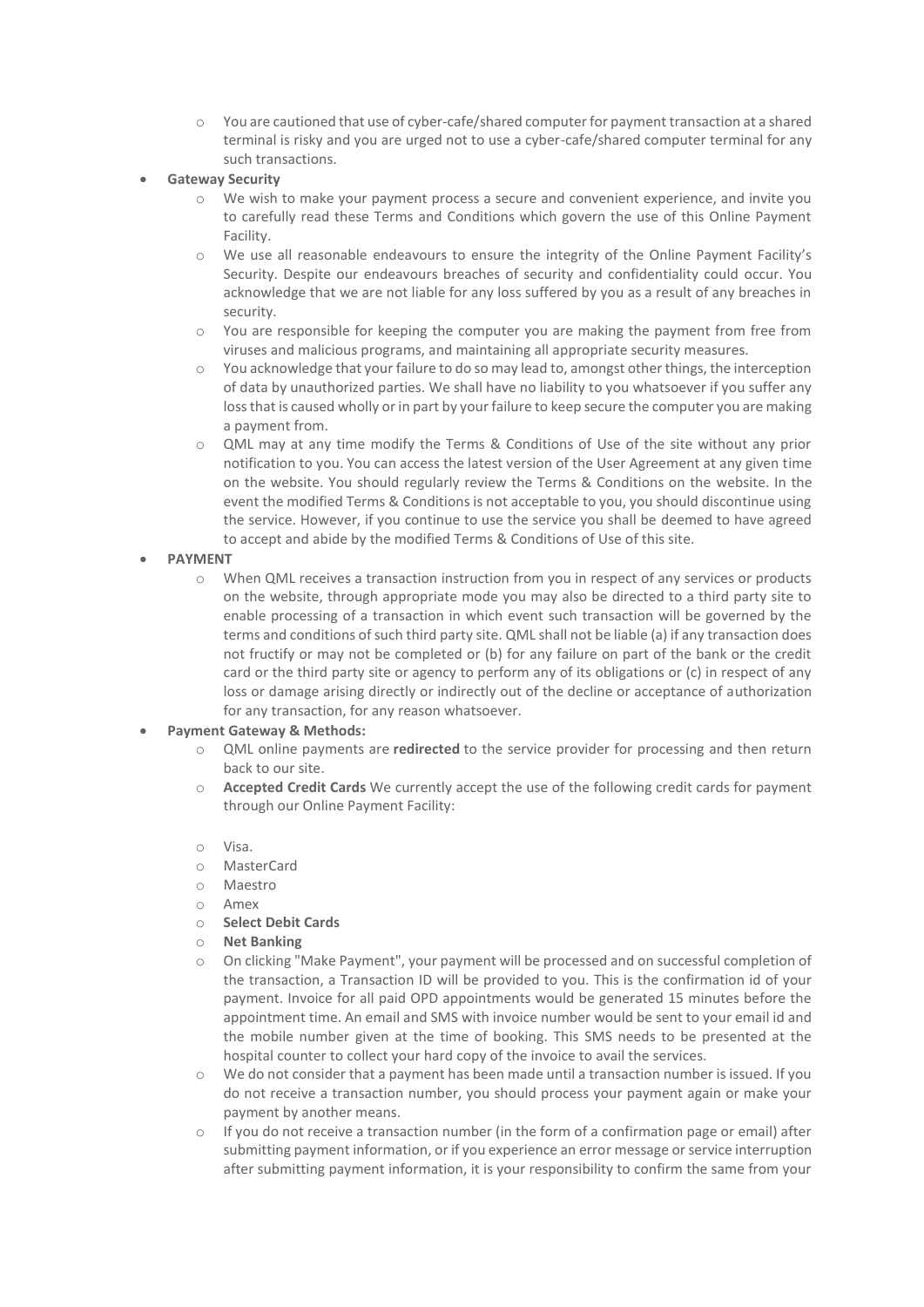- You are cautioned that use of cyber-cafe/shared computer for payment transaction at a shared terminal is risky and you are urged not to use a cyber-cafe/shared computer terminal for any such transactions.

- **Gateway Security**
  - We wish to make your payment process a secure and convenient experience, and invite you to carefully read these Terms and Conditions which govern the use of this Online Payment Facility.
  - We use all reasonable endeavours to ensure the integrity of the Online Payment Facility's Security. Despite our endeavours breaches of security and confidentiality could occur. You acknowledge that we are not liable for any loss suffered by you as a result of any breaches in security.
  - You are responsible for keeping the computer you are making the payment from free from viruses and malicious programs, and maintaining all appropriate security measures.
  - You acknowledge that your failure to do so may lead to, amongst other things, the interception of data by unauthorized parties. We shall have no liability to you whatsoever if you suffer any loss that is caused wholly or in part by your failure to keep secure the computer you are making a payment from.
  - QML may at any time modify the Terms & Conditions of Use of the site without any prior notification to you. You can access the latest version of the User Agreement at any given time on the website. You should regularly review the Terms & Conditions on the website. In the event the modified Terms & Conditions is not acceptable to you, you should discontinue using the service. However, if you continue to use the service you shall be deemed to have agreed to accept and abide by the modified Terms & Conditions of Use of this site.

- **PAYMENT**
  - When QML receives a transaction instruction from you in respect of any services or products on the website, through appropriate mode you may also be directed to a third party site to enable processing of a transaction in which event such transaction will be governed by the terms and conditions of such third party site. QML shall not be liable (a) if any transaction does not fructify or may not be completed or (b) for any failure on part of the bank or the credit card or the third party site or agency to perform any of its obligations or (c) in respect of any loss or damage arising directly or indirectly out of the decline or acceptance of authorization for any transaction, for any reason whatsoever.

- **Payment Gateway & Methods:**
  - QML online payments are **redirected** to the service provider for processing and then return back to our site.
  - **Accepted Credit Cards** We currently accept the use of the following credit cards for payment through our Online Payment Facility:

  - Visa.
  - MasterCard
  - Maestro
  - Amex
  - **Select Debit Cards**
  - **Net Banking**
  - On clicking "Make Payment", your payment will be processed and on successful completion of the transaction, a Transaction ID will be provided to you. This is the confirmation id of your payment. Invoice for all paid OPD appointments would be generated 15 minutes before the appointment time. An email and SMS with invoice number would be sent to your email id and the mobile number given at the time of booking. This SMS needs to be presented at the hospital counter to collect your hard copy of the invoice to avail the services.
  - We do not consider that a payment has been made until a transaction number is issued. If you do not receive a transaction number, you should process your payment again or make your payment by another means.
  - If you do not receive a transaction number (in the form of a confirmation page or email) after submitting payment information, or if you experience an error message or service interruption after submitting payment information, it is your responsibility to confirm the same from your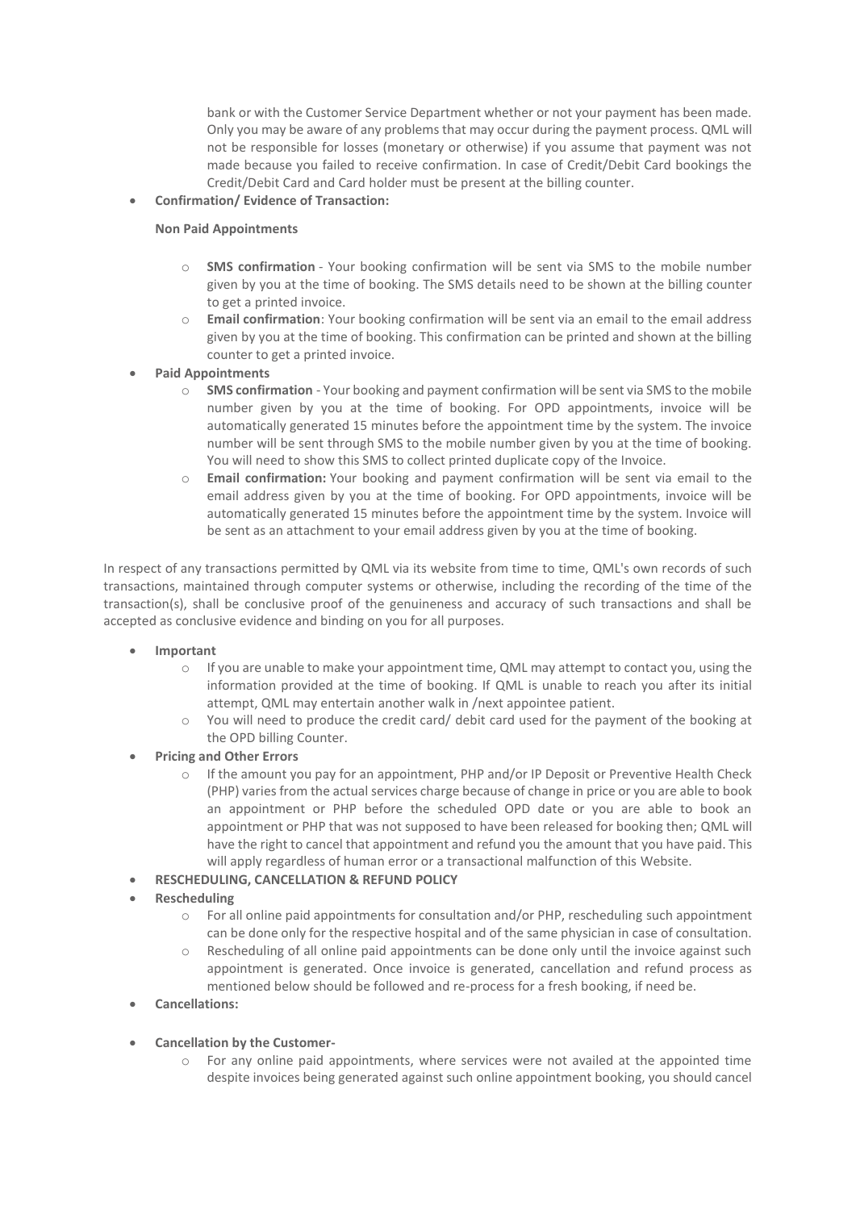bank or with the Customer Service Department whether or not your payment has been made. Only you may be aware of any problems that may occur during the payment process. QML will not be responsible for losses (monetary or otherwise) if you assume that payment was not made because you failed to receive confirmation. In case of Credit/Debit Card bookings the Credit/Debit Card and Card holder must be present at the billing counter.

- **Confirmation/ Evidence of Transaction:**

  **Non Paid Appointments**

  - **SMS confirmation** - Your booking confirmation will be sent via SMS to the mobile number given by you at the time of booking. The SMS details need to be shown at the billing counter to get a printed invoice.
  - **Email confirmation**: Your booking confirmation will be sent via an email to the email address given by you at the time of booking. This confirmation can be printed and shown at the billing counter to get a printed invoice.

- **Paid Appointments**
  - **SMS confirmation** - Your booking and payment confirmation will be sent via SMS to the mobile number given by you at the time of booking. For OPD appointments, invoice will be automatically generated 15 minutes before the appointment time by the system. The invoice number will be sent through SMS to the mobile number given by you at the time of booking. You will need to show this SMS to collect printed duplicate copy of the Invoice.
  - **Email confirmation:** Your booking and payment confirmation will be sent via email to the email address given by you at the time of booking. For OPD appointments, invoice will be automatically generated 15 minutes before the appointment time by the system. Invoice will be sent as an attachment to your email address given by you at the time of booking.

In respect of any transactions permitted by QML via its website from time to time, QML's own records of such transactions, maintained through computer systems or otherwise, including the recording of the time of the transaction(s), shall be conclusive proof of the genuineness and accuracy of such transactions and shall be accepted as conclusive evidence and binding on you for all purposes.

- **Important**
  - If you are unable to make your appointment time, QML may attempt to contact you, using the information provided at the time of booking. If QML is unable to reach you after its initial attempt, QML may entertain another walk in /next appointee patient.
  - You will need to produce the credit card/ debit card used for the payment of the booking at the OPD billing Counter.
- **Pricing and Other Errors**
  - If the amount you pay for an appointment, PHP and/or IP Deposit or Preventive Health Check (PHP) varies from the actual services charge because of change in price or you are able to book an appointment or PHP before the scheduled OPD date or you are able to book an appointment or PHP that was not supposed to have been released for booking then; QML will have the right to cancel that appointment and refund you the amount that you have paid. This will apply regardless of human error or a transactional malfunction of this Website.
- **RESCHEDULING, CANCELLATION & REFUND POLICY**
- **Rescheduling**
  - For all online paid appointments for consultation and/or PHP, rescheduling such appointment can be done only for the respective hospital and of the same physician in case of consultation.
  - Rescheduling of all online paid appointments can be done only until the invoice against such appointment is generated. Once invoice is generated, cancellation and refund process as mentioned below should be followed and re-process for a fresh booking, if need be.
- **Cancellations:**

- **Cancellation by the Customer-**
  - For any online paid appointments, where services were not availed at the appointed time despite invoices being generated against such online appointment booking, you should cancel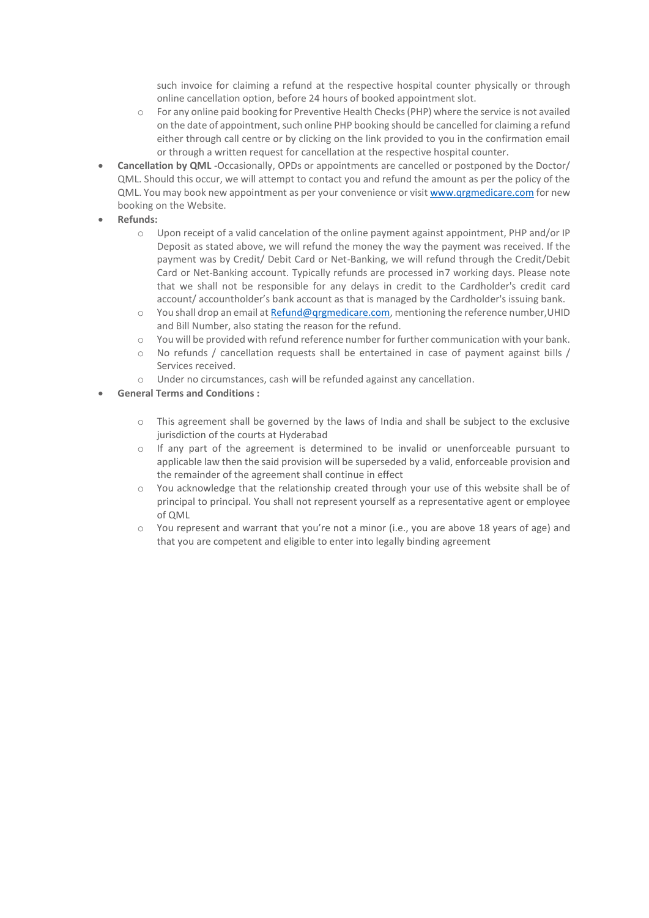such invoice for claiming a refund at the respective hospital counter physically or through online cancellation option, before 24 hours of booked appointment slot.

- For any online paid booking for Preventive Health Checks (PHP) where the service is not availed on the date of appointment, such online PHP booking should be cancelled for claiming a refund either through call centre or by clicking on the link provided to you in the confirmation email or through a written request for cancellation at the respective hospital counter.

- **Cancellation by QML -**Occasionally, OPDs or appointments are cancelled or postponed by the Doctor/ QML. Should this occur, we will attempt to contact you and refund the amount as per the policy of the QML. You may book new appointment as per your convenience or visit www.qrgmedicare.com for new booking on the Website.
- **Refunds:**
  - Upon receipt of a valid cancelation of the online payment against appointment, PHP and/or IP Deposit as stated above, we will refund the money the way the payment was received. If the payment was by Credit/ Debit Card or Net-Banking, we will refund through the Credit/Debit Card or Net-Banking account. Typically refunds are processed in7 working days. Please note that we shall not be responsible for any delays in credit to the Cardholder's credit card account/ accountholder's bank account as that is managed by the Cardholder's issuing bank.
  - You shall drop an email at Refund@qrgmedicare.com, mentioning the reference number,UHID and Bill Number, also stating the reason for the refund.
  - You will be provided with refund reference number for further communication with your bank.
  - No refunds / cancellation requests shall be entertained in case of payment against bills / Services received.
  - Under no circumstances, cash will be refunded against any cancellation.
- **General Terms and Conditions :**
  - This agreement shall be governed by the laws of India and shall be subject to the exclusive jurisdiction of the courts at Hyderabad
  - If any part of the agreement is determined to be invalid or unenforceable pursuant to applicable law then the said provision will be superseded by a valid, enforceable provision and the remainder of the agreement shall continue in effect
  - You acknowledge that the relationship created through your use of this website shall be of principal to principal. You shall not represent yourself as a representative agent or employee of QML
  - You represent and warrant that you're not a minor (i.e., you are above 18 years of age) and that you are competent and eligible to enter into legally binding agreement